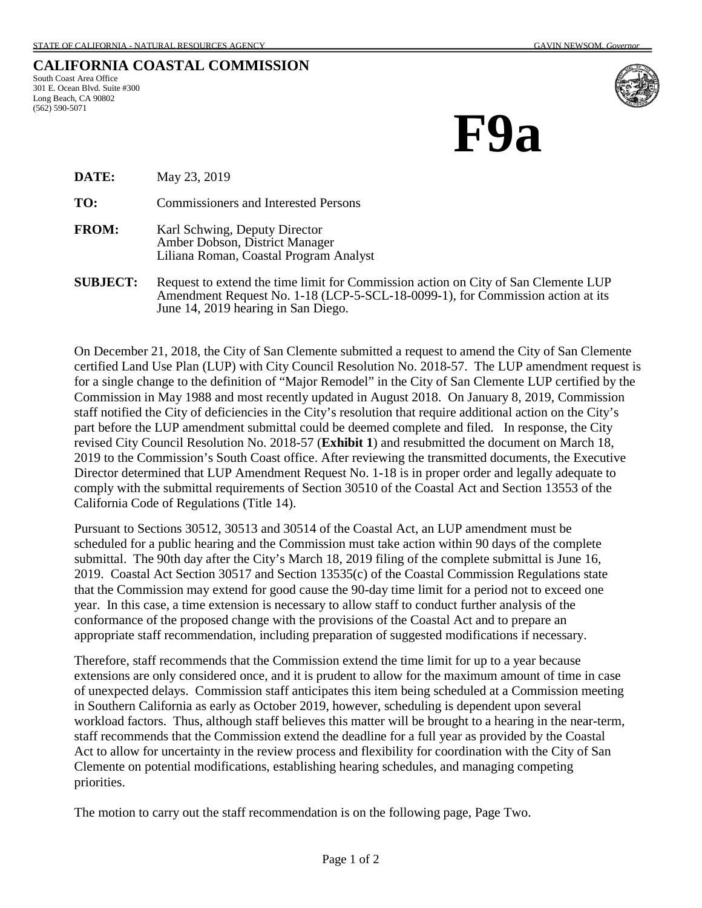STATE OF CALIFORNIA - NATURAL RESOURCES AGENCY GAVIN NEWSOM, *Governor*

**CALIFORNIA COASTAL COMMISSION**
South Coast Area Office
301 E. Ocean Blvd. Suite #300
Long Beach, CA 90802
(562) 590-5071

# F9a

**DATE:** May 23, 2019

**TO:** Commissioners and Interested Persons

**FROM:** Karl Schwing, Deputy Director
Amber Dobson, District Manager
Liliana Roman, Coastal Program Analyst

**SUBJECT:** Request to extend the time limit for Commission action on City of San Clemente LUP Amendment Request No. 1-18 (LCP-5-SCL-18-0099-1), for Commission action at its June 14, 2019 hearing in San Diego.

On December 21, 2018, the City of San Clemente submitted a request to amend the City of San Clemente certified Land Use Plan (LUP) with City Council Resolution No. 2018-57. The LUP amendment request is for a single change to the definition of "Major Remodel" in the City of San Clemente LUP certified by the Commission in May 1988 and most recently updated in August 2018. On January 8, 2019, Commission staff notified the City of deficiencies in the City's resolution that require additional action on the City's part before the LUP amendment submittal could be deemed complete and filed. In response, the City revised City Council Resolution No. 2018-57 (**Exhibit 1**) and resubmitted the document on March 18, 2019 to the Commission's South Coast office. After reviewing the transmitted documents, the Executive Director determined that LUP Amendment Request No. 1-18 is in proper order and legally adequate to comply with the submittal requirements of Section 30510 of the Coastal Act and Section 13553 of the California Code of Regulations (Title 14).

Pursuant to Sections 30512, 30513 and 30514 of the Coastal Act, an LUP amendment must be scheduled for a public hearing and the Commission must take action within 90 days of the complete submittal. The 90th day after the City's March 18, 2019 filing of the complete submittal is June 16, 2019. Coastal Act Section 30517 and Section 13535(c) of the Coastal Commission Regulations state that the Commission may extend for good cause the 90-day time limit for a period not to exceed one year. In this case, a time extension is necessary to allow staff to conduct further analysis of the conformance of the proposed change with the provisions of the Coastal Act and to prepare an appropriate staff recommendation, including preparation of suggested modifications if necessary.

Therefore, staff recommends that the Commission extend the time limit for up to a year because extensions are only considered once, and it is prudent to allow for the maximum amount of time in case of unexpected delays. Commission staff anticipates this item being scheduled at a Commission meeting in Southern California as early as October 2019, however, scheduling is dependent upon several workload factors. Thus, although staff believes this matter will be brought to a hearing in the near-term, staff recommends that the Commission extend the deadline for a full year as provided by the Coastal Act to allow for uncertainty in the review process and flexibility for coordination with the City of San Clemente on potential modifications, establishing hearing schedules, and managing competing priorities.

The motion to carry out the staff recommendation is on the following page, Page Two.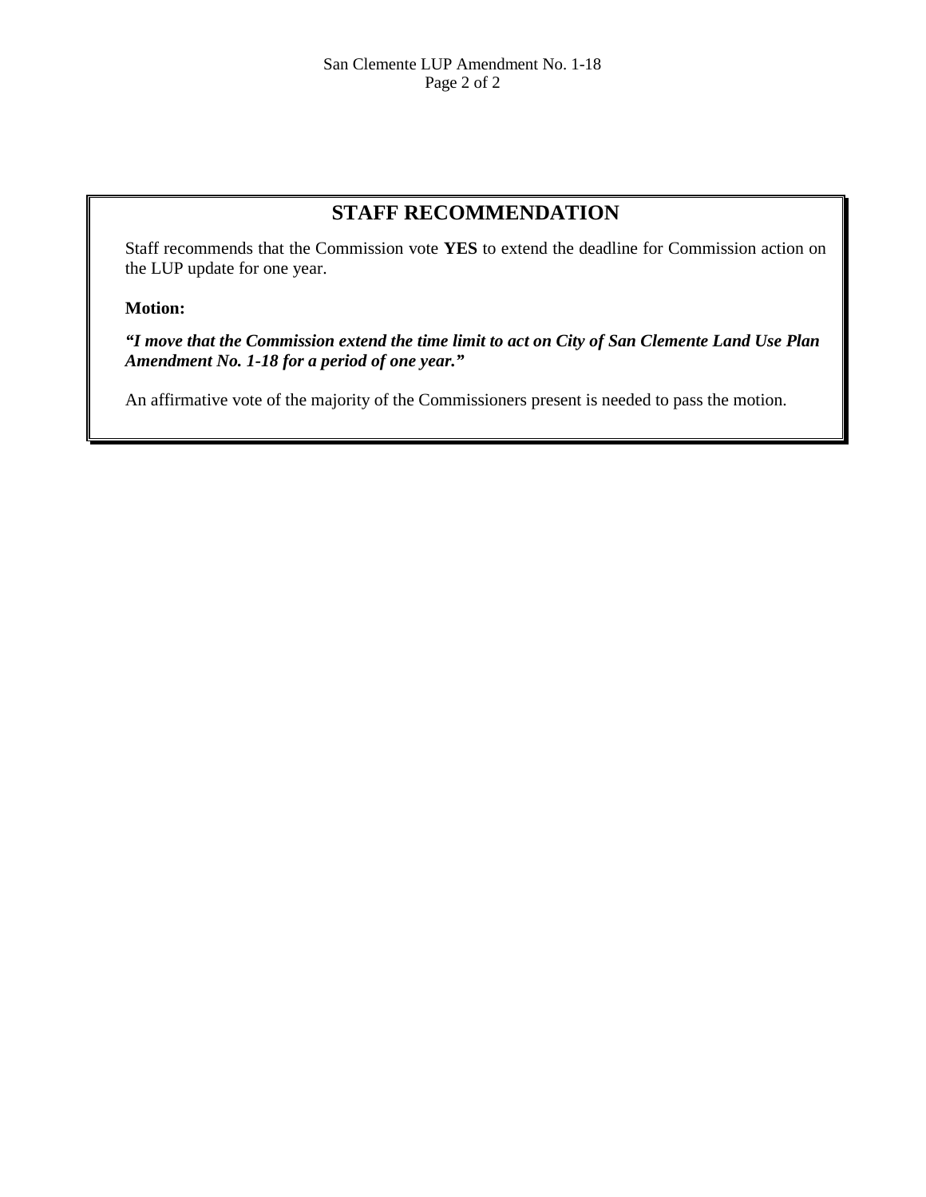## STAFF RECOMMENDATION

Staff recommends that the Commission vote **YES** to extend the deadline for Commission action on the LUP update for one year.

**Motion:**

***"I move that the Commission extend the time limit to act on City of San Clemente Land Use Plan Amendment No. 1-18 for a period of one year."***

An affirmative vote of the majority of the Commissioners present is needed to pass the motion.